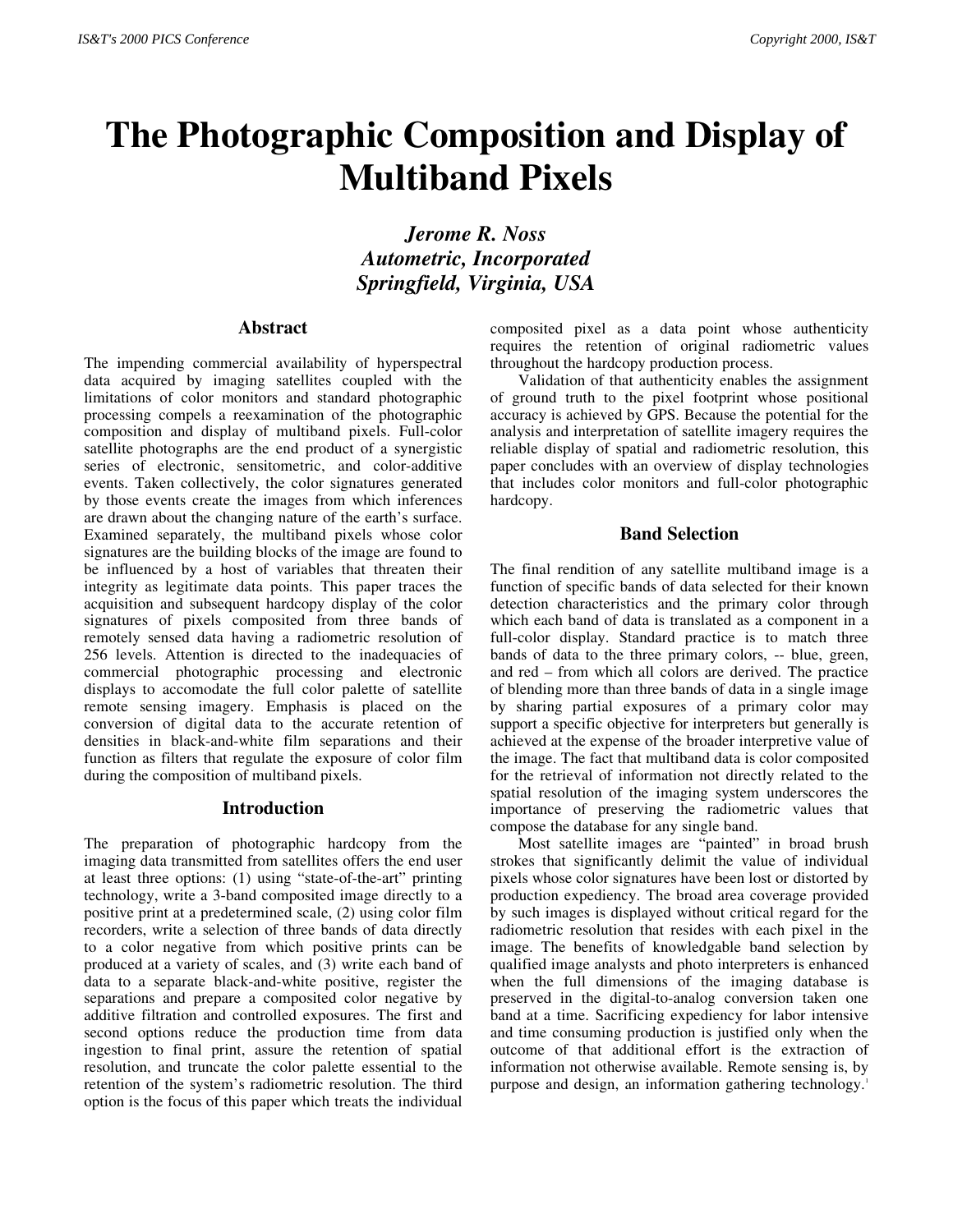# The Photographic Composition and Display of Multiband Pixels

***Jerome R. Noss***
***Autometric, Incorporated***
***Springfield, Virginia, USA***

## Abstract

The impending commercial availability of hyperspectral data acquired by imaging satellites coupled with the limitations of color monitors and standard photographic processing compels a reexamination of the photographic composition and display of multiband pixels. Full-color satellite photographs are the end product of a synergistic series of electronic, sensitometric, and color-additive events. Taken collectively, the color signatures generated by those events create the images from which inferences are drawn about the changing nature of the earth's surface. Examined separately, the multiband pixels whose color signatures are the building blocks of the image are found to be influenced by a host of variables that threaten their integrity as legitimate data points. This paper traces the acquisition and subsequent hardcopy display of the color signatures of pixels composited from three bands of remotely sensed data having a radiometric resolution of 256 levels. Attention is directed to the inadequacies of commercial photographic processing and electronic displays to accomodate the full color palette of satellite remote sensing imagery. Emphasis is placed on the conversion of digital data to the accurate retention of densities in black-and-white film separations and their function as filters that regulate the exposure of color film during the composition of multiband pixels.

## Introduction

The preparation of photographic hardcopy from the imaging data transmitted from satellites offers the end user at least three options: (1) using "state-of-the-art" printing technology, write a 3-band composited image directly to a positive print at a predetermined scale, (2) using color film recorders, write a selection of three bands of data directly to a color negative from which positive prints can be produced at a variety of scales, and (3) write each band of data to a separate black-and-white positive, register the separations and prepare a composited color negative by additive filtration and controlled exposures. The first and second options reduce the production time from data ingestion to final print, assure the retention of spatial resolution, and truncate the color palette essential to the retention of the system's radiometric resolution. The third option is the focus of this paper which treats the individual composited pixel as a data point whose authenticity requires the retention of original radiometric values throughout the hardcopy production process.

Validation of that authenticity enables the assignment of ground truth to the pixel footprint whose positional accuracy is achieved by GPS. Because the potential for the analysis and interpretation of satellite imagery requires the reliable display of spatial and radiometric resolution, this paper concludes with an overview of display technologies that includes color monitors and full-color photographic hardcopy.

## Band Selection

The final rendition of any satellite multiband image is a function of specific bands of data selected for their known detection characteristics and the primary color through which each band of data is translated as a component in a full-color display. Standard practice is to match three bands of data to the three primary colors, -- blue, green, and red – from which all colors are derived. The practice of blending more than three bands of data in a single image by sharing partial exposures of a primary color may support a specific objective for interpreters but generally is achieved at the expense of the broader interpretive value of the image. The fact that multiband data is color composited for the retrieval of information not directly related to the spatial resolution of the imaging system underscores the importance of preserving the radiometric values that compose the database for any single band.

Most satellite images are "painted" in broad brush strokes that significantly delimit the value of individual pixels whose color signatures have been lost or distorted by production expediency. The broad area coverage provided by such images is displayed without critical regard for the radiometric resolution that resides with each pixel in the image. The benefits of knowledgable band selection by qualified image analysts and photo interpreters is enhanced when the full dimensions of the imaging database is preserved in the digital-to-analog conversion taken one band at a time. Sacrificing expediency for labor intensive and time consuming production is justified only when the outcome of that additional effort is the extraction of information not otherwise available. Remote sensing is, by purpose and design, an information gathering technology.[1]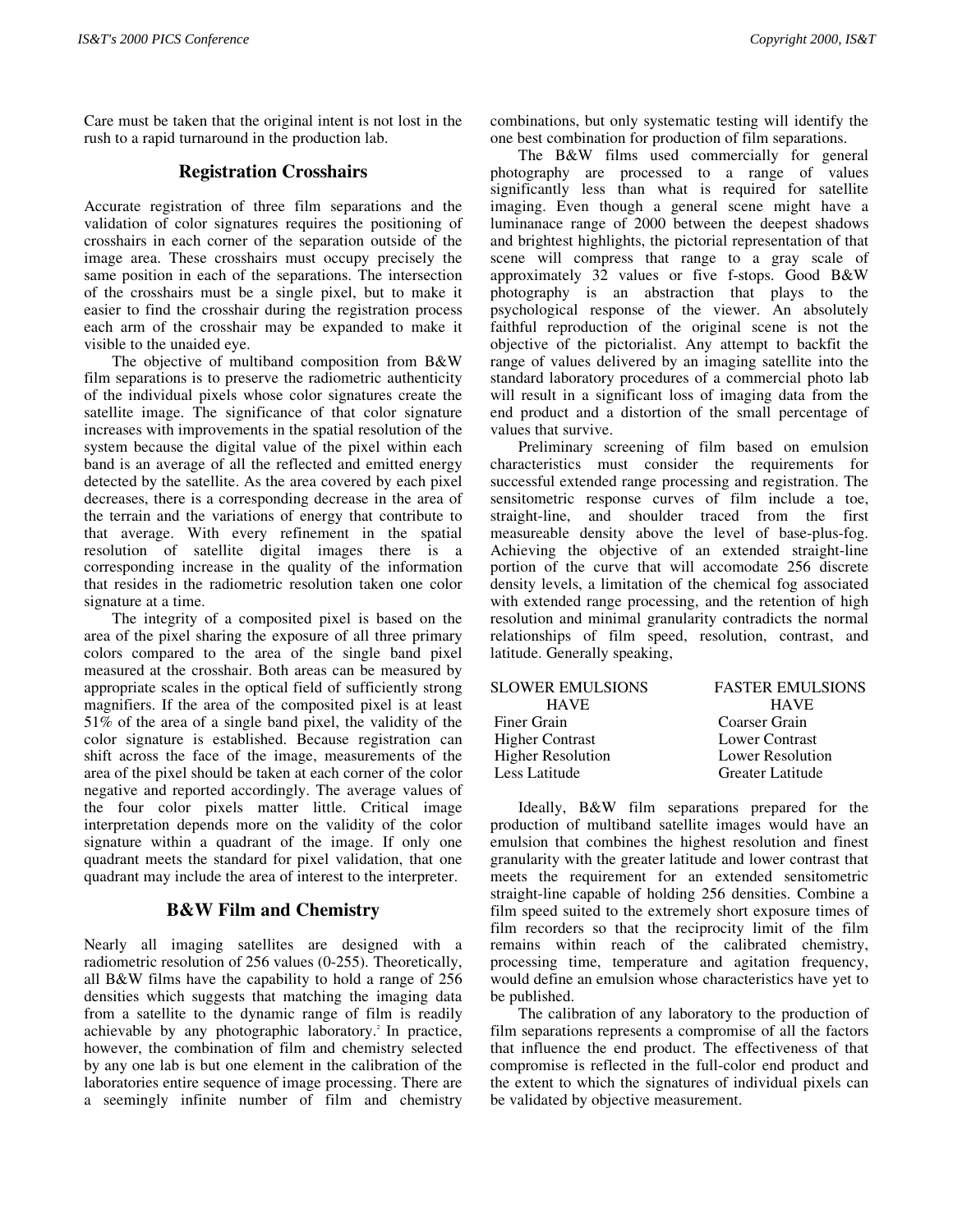Care must be taken that the original intent is not lost in the rush to a rapid turnaround in the production lab.

## Registration Crosshairs

Accurate registration of three film separations and the validation of color signatures requires the positioning of crosshairs in each corner of the separation outside of the image area. These crosshairs must occupy precisely the same position in each of the separations. The intersection of the crosshairs must be a single pixel, but to make it easier to find the crosshair during the registration process each arm of the crosshair may be expanded to make it visible to the unaided eye.

The objective of multiband composition from B&W film separations is to preserve the radiometric authenticity of the individual pixels whose color signatures create the satellite image. The significance of that color signature increases with improvements in the spatial resolution of the system because the digital value of the pixel within each band is an average of all the reflected and emitted energy detected by the satellite. As the area covered by each pixel decreases, there is a corresponding decrease in the area of the terrain and the variations of energy that contribute to that average. With every refinement in the spatial resolution of satellite digital images there is a corresponding increase in the quality of the information that resides in the radiometric resolution taken one color signature at a time.

The integrity of a composited pixel is based on the area of the pixel sharing the exposure of all three primary colors compared to the area of the single band pixel measured at the crosshair. Both areas can be measured by appropriate scales in the optical field of sufficiently strong magnifiers. If the area of the composited pixel is at least 51% of the area of a single band pixel, the validity of the color signature is established. Because registration can shift across the face of the image, measurements of the area of the pixel should be taken at each corner of the color negative and reported accordingly. The average values of the four color pixels matter little. Critical image interpretation depends more on the validity of the color signature within a quadrant of the image. If only one quadrant meets the standard for pixel validation, that one quadrant may include the area of interest to the interpreter.

## B&W Film and Chemistry

Nearly all imaging satellites are designed with a radiometric resolution of 256 values (0-255). Theoretically, all B&W films have the capability to hold a range of 256 densities which suggests that matching the imaging data from a satellite to the dynamic range of film is readily achievable by any photographic laboratory.[2] In practice, however, the combination of film and chemistry selected by any one lab is but one element in the calibration of the laboratories entire sequence of image processing. There are a seemingly infinite number of film and chemistry combinations, but only systematic testing will identify the one best combination for production of film separations.

The B&W films used commercially for general photography are processed to a range of values significantly less than what is required for satellite imaging. Even though a general scene might have a luminanace range of 2000 between the deepest shadows and brightest highlights, the pictorial representation of that scene will compress that range to a gray scale of approximately 32 values or five f-stops. Good B&W photography is an abstraction that plays to the psychological response of the viewer. An absolutely faithful reproduction of the original scene is not the objective of the pictorialist. Any attempt to backfit the range of values delivered by an imaging satellite into the standard laboratory procedures of a commercial photo lab will result in a significant loss of imaging data from the end product and a distortion of the small percentage of values that survive.

Preliminary screening of film based on emulsion characteristics must consider the requirements for successful extended range processing and registration. The sensitometric response curves of film include a toe, straight-line, and shoulder traced from the first measureable density above the level of base-plus-fog. Achieving the objective of an extended straight-line portion of the curve that will accomodate 256 discrete density levels, a limitation of the chemical fog associated with extended range processing, and the retention of high resolution and minimal granularity contradicts the normal relationships of film speed, resolution, contrast, and latitude. Generally speaking,

| SLOWER EMULSIONS HAVE | FASTER EMULSIONS HAVE |
|---|---|
| Finer Grain | Coarser Grain |
| Higher Contrast | Lower Contrast |
| Higher Resolution | Lower Resolution |
| Less Latitude | Greater Latitude |

Ideally, B&W film separations prepared for the production of multiband satellite images would have an emulsion that combines the highest resolution and finest granularity with the greater latitude and lower contrast that meets the requirement for an extended sensitometric straight-line capable of holding 256 densities. Combine a film speed suited to the extremely short exposure times of film recorders so that the reciprocity limit of the film remains within reach of the calibrated chemistry, processing time, temperature and agitation frequency, would define an emulsion whose characteristics have yet to be published.

The calibration of any laboratory to the production of film separations represents a compromise of all the factors that influence the end product. The effectiveness of that compromise is reflected in the full-color end product and the extent to which the signatures of individual pixels can be validated by objective measurement.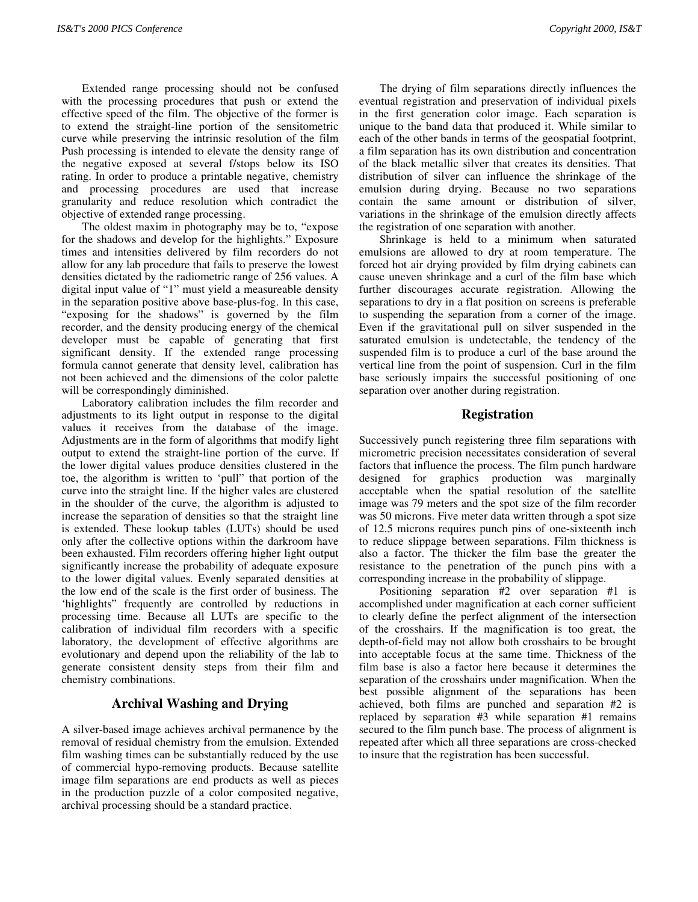Extended range processing should not be confused with the processing procedures that push or extend the effective speed of the film. The objective of the former is to extend the straight-line portion of the sensitometric curve while preserving the intrinsic resolution of the film Push processing is intended to elevate the density range of the negative exposed at several f/stops below its ISO rating. In order to produce a printable negative, chemistry and processing procedures are used that increase granularity and reduce resolution which contradict the objective of extended range processing.

The oldest maxim in photography may be to, "expose for the shadows and develop for the highlights." Exposure times and intensities delivered by film recorders do not allow for any lab procedure that fails to preserve the lowest densities dictated by the radiometric range of 256 values. A digital input value of "1" must yield a measureable density in the separation positive above base-plus-fog. In this case, "exposing for the shadows" is governed by the film recorder, and the density producing energy of the chemical developer must be capable of generating that first significant density. If the extended range processing formula cannot generate that density level, calibration has not been achieved and the dimensions of the color palette will be correspondingly diminished.

Laboratory calibration includes the film recorder and adjustments to its light output in response to the digital values it receives from the database of the image. Adjustments are in the form of algorithms that modify light output to extend the straight-line portion of the curve. If the lower digital values produce densities clustered in the toe, the algorithm is written to 'pull" that portion of the curve into the straight line. If the higher vales are clustered in the shoulder of the curve, the algorithm is adjusted to increase the separation of densities so that the straight line is extended. These lookup tables (LUTs) should be used only after the collective options within the darkroom have been exhausted. Film recorders offering higher light output significantly increase the probability of adequate exposure to the lower digital values. Evenly separated densities at the low end of the scale is the first order of business. The 'highlights" frequently are controlled by reductions in processing time. Because all LUTs are specific to the calibration of individual film recorders with a specific laboratory, the development of effective algorithms are evolutionary and depend upon the reliability of the lab to generate consistent density steps from their film and chemistry combinations.

## Archival Washing and Drying

A silver-based image achieves archival permanence by the removal of residual chemistry from the emulsion. Extended film washing times can be substantially reduced by the use of commercial hypo-removing products. Because satellite image film separations are end products as well as pieces in the production puzzle of a color composited negative, archival processing should be a standard practice.

The drying of film separations directly influences the eventual registration and preservation of individual pixels in the first generation color image. Each separation is unique to the band data that produced it. While similar to each of the other bands in terms of the geospatial footprint, a film separation has its own distribution and concentration of the black metallic silver that creates its densities. That distribution of silver can influence the shrinkage of the emulsion during drying. Because no two separations contain the same amount or distribution of silver, variations in the shrinkage of the emulsion directly affects the registration of one separation with another.

Shrinkage is held to a minimum when saturated emulsions are allowed to dry at room temperature. The forced hot air drying provided by film drying cabinets can cause uneven shrinkage and a curl of the film base which further discourages accurate registration. Allowing the separations to dry in a flat position on screens is preferable to suspending the separation from a corner of the image. Even if the gravitational pull on silver suspended in the saturated emulsion is undetectable, the tendency of the suspended film is to produce a curl of the base around the vertical line from the point of suspension. Curl in the film base seriously impairs the successful positioning of one separation over another during registration.

## Registration

Successively punch registering three film separations with micrometric precision necessitates consideration of several factors that influence the process. The film punch hardware designed for graphics production was marginally acceptable when the spatial resolution of the satellite image was 79 meters and the spot size of the film recorder was 50 microns. Five meter data written through a spot size of 12.5 microns requires punch pins of one-sixteenth inch to reduce slippage between separations. Film thickness is also a factor. The thicker the film base the greater the resistance to the penetration of the punch pins with a corresponding increase in the probability of slippage.

Positioning separation #2 over separation #1 is accomplished under magnification at each corner sufficient to clearly define the perfect alignment of the intersection of the crosshairs. If the magnification is too great, the depth-of-field may not allow both crosshairs to be brought into acceptable focus at the same time. Thickness of the film base is also a factor here because it determines the separation of the crosshairs under magnification. When the best possible alignment of the separations has been achieved, both films are punched and separation #2 is replaced by separation #3 while separation #1 remains secured to the film punch base. The process of alignment is repeated after which all three separations are cross-checked to insure that the registration has been successful.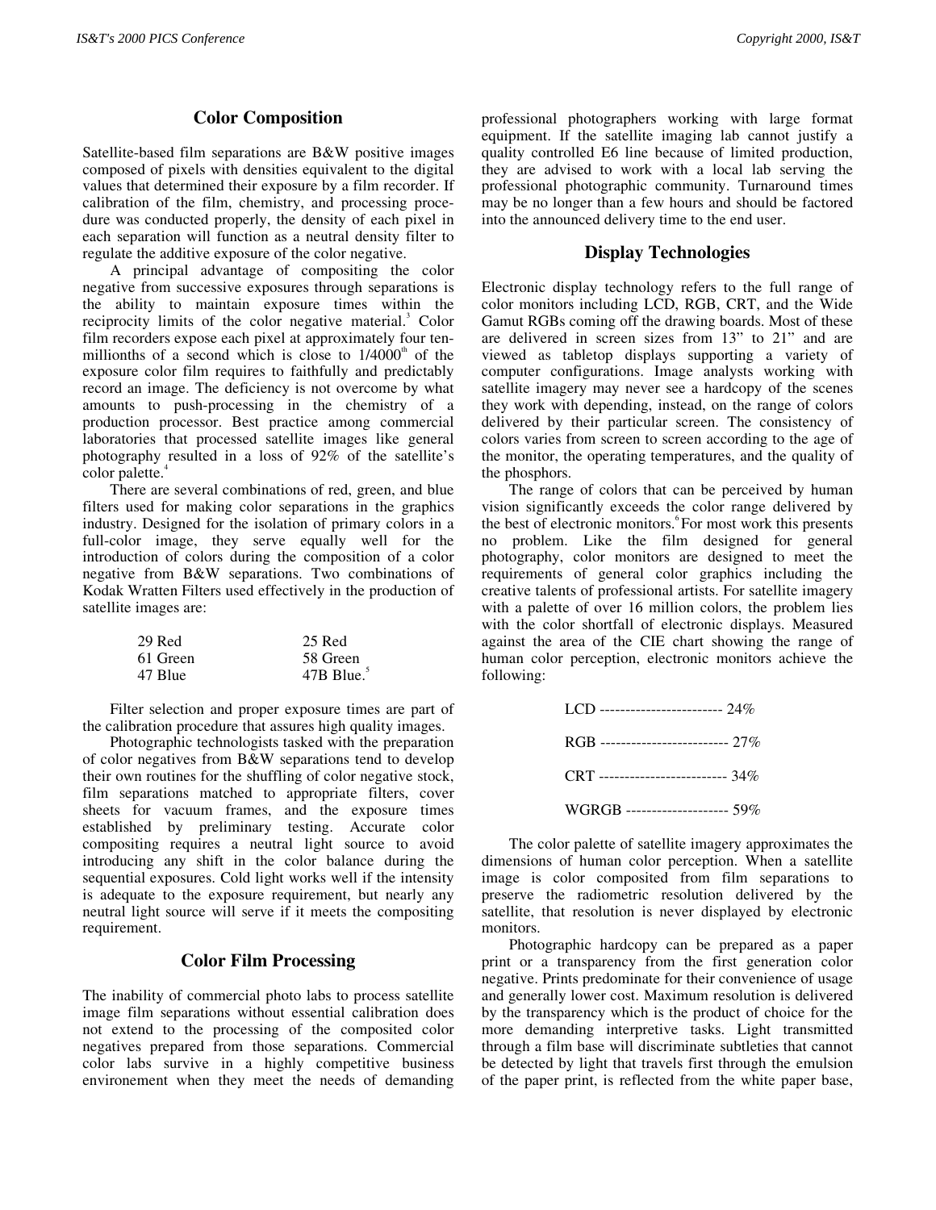## Color Composition

Satellite-based film separations are B&W positive images composed of pixels with densities equivalent to the digital values that determined their exposure by a film recorder. If calibration of the film, chemistry, and processing procedure was conducted properly, the density of each pixel in each separation will function as a neutral density filter to regulate the additive exposure of the color negative.

A principal advantage of compositing the color negative from successive exposures through separations is the ability to maintain exposure times within the reciprocity limits of the color negative material.[3] Color film recorders expose each pixel at approximately four ten-millionths of a second which is close to 1/4000[th] of the exposure color film requires to faithfully and predictably record an image. The deficiency is not overcome by what amounts to push-processing in the chemistry of a production processor. Best practice among commercial laboratories that processed satellite images like general photography resulted in a loss of 92% of the satellite's color palette.[4]

There are several combinations of red, green, and blue filters used for making color separations in the graphics industry. Designed for the isolation of primary colors in a full-color image, they serve equally well for the introduction of colors during the composition of a color negative from B&W separations. Two combinations of Kodak Wratten Filters used effectively in the production of satellite images are:

| | |
|---|---|
| 29 Red | 25 Red |
| 61 Green | 58 Green |
| 47 Blue | 47B Blue.[5] |

Filter selection and proper exposure times are part of the calibration procedure that assures high quality images.

Photographic technologists tasked with the preparation of color negatives from B&W separations tend to develop their own routines for the shuffling of color negative stock, film separations matched to appropriate filters, cover sheets for vacuum frames, and the exposure times established by preliminary testing. Accurate color compositing requires a neutral light source to avoid introducing any shift in the color balance during the sequential exposures. Cold light works well if the intensity is adequate to the exposure requirement, but nearly any neutral light source will serve if it meets the compositing requirement.

## Color Film Processing

The inability of commercial photo labs to process satellite image film separations without essential calibration does not extend to the processing of the composited color negatives prepared from those separations. Commercial color labs survive in a highly competitive business environement when they meet the needs of demanding professional photographers working with large format equipment. If the satellite imaging lab cannot justify a quality controlled E6 line because of limited production, they are advised to work with a local lab serving the professional photographic community. Turnaround times may be no longer than a few hours and should be factored into the announced delivery time to the end user.

## Display Technologies

Electronic display technology refers to the full range of color monitors including LCD, RGB, CRT, and the Wide Gamut RGBs coming off the drawing boards. Most of these are delivered in screen sizes from 13" to 21" and are viewed as tabletop displays supporting a variety of computer configurations. Image analysts working with satellite imagery may never see a hardcopy of the scenes they work with depending, instead, on the range of colors delivered by their particular screen. The consistency of colors varies from screen to screen according to the age of the monitor, the operating temperatures, and the quality of the phosphors.

The range of colors that can be perceived by human vision significantly exceeds the color range delivered by the best of electronic monitors.[6] For most work this presents no problem. Like the film designed for general photography, color monitors are designed to meet the requirements of general color graphics including the creative talents of professional artists. For satellite imagery with a palette of over 16 million colors, the problem lies with the color shortfall of electronic displays. Measured against the area of the CIE chart showing the range of human color perception, electronic monitors achieve the following:

LCD ------------------------ 24%

RGB ------------------------- 27%

CRT ------------------------- 34%

WGRGB -------------------- 59%

The color palette of satellite imagery approximates the dimensions of human color perception. When a satellite image is color composited from film separations to preserve the radiometric resolution delivered by the satellite, that resolution is never displayed by electronic monitors.

Photographic hardcopy can be prepared as a paper print or a transparency from the first generation color negative. Prints predominate for their convenience of usage and generally lower cost. Maximum resolution is delivered by the transparency which is the product of choice for the more demanding interpretive tasks. Light transmitted through a film base will discriminate subtleties that cannot be detected by light that travels first through the emulsion of the paper print, is reflected from the white paper base,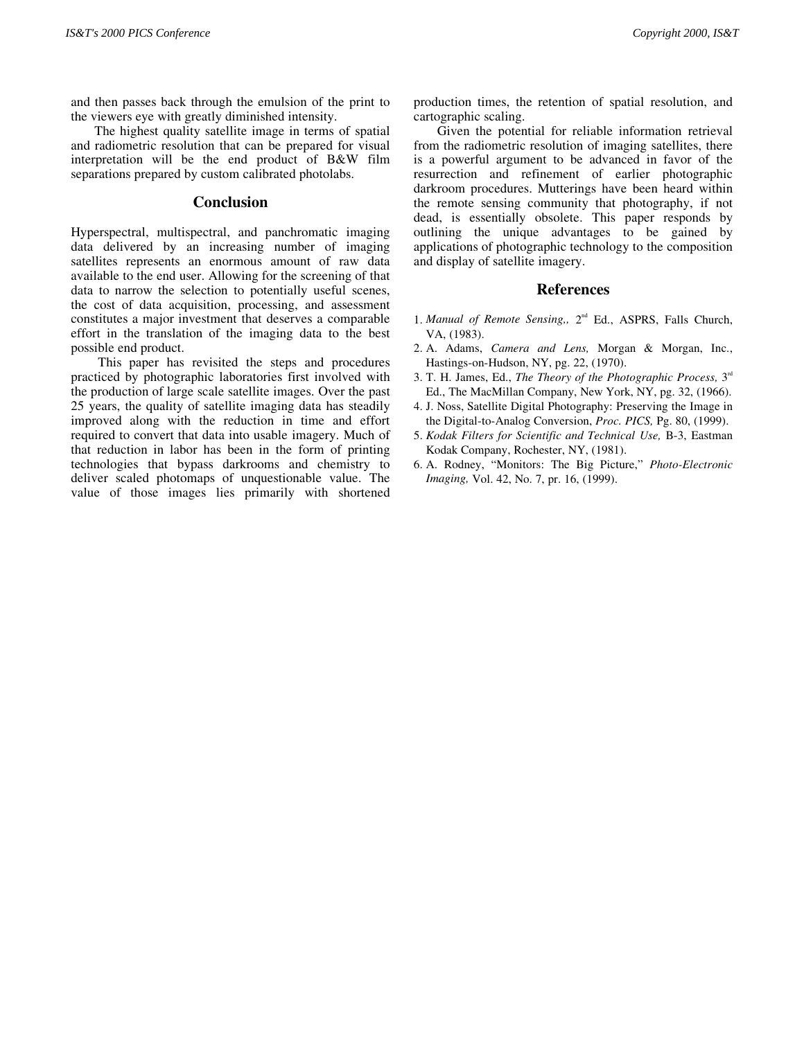and then passes back through the emulsion of the print to the viewers eye with greatly diminished intensity.

The highest quality satellite image in terms of spatial and radiometric resolution that can be prepared for visual interpretation will be the end product of B&W film separations prepared by custom calibrated photolabs.

## Conclusion

Hyperspectral, multispectral, and panchromatic imaging data delivered by an increasing number of imaging satellites represents an enormous amount of raw data available to the end user. Allowing for the screening of that data to narrow the selection to potentially useful scenes, the cost of data acquisition, processing, and assessment constitutes a major investment that deserves a comparable effort in the translation of the imaging data to the best possible end product.

This paper has revisited the steps and procedures practiced by photographic laboratories first involved with the production of large scale satellite images. Over the past 25 years, the quality of satellite imaging data has steadily improved along with the reduction in time and effort required to convert that data into usable imagery. Much of that reduction in labor has been in the form of printing technologies that bypass darkrooms and chemistry to deliver scaled photomaps of unquestionable value. The value of those images lies primarily with shortened production times, the retention of spatial resolution, and cartographic scaling.

Given the potential for reliable information retrieval from the radiometric resolution of imaging satellites, there is a powerful argument to be advanced in favor of the resurrection and refinement of earlier photographic darkroom procedures. Mutterings have been heard within the remote sensing community that photography, if not dead, is essentially obsolete. This paper responds by outlining the unique advantages to be gained by applications of photographic technology to the composition and display of satellite imagery.

## References

1. *Manual of Remote Sensing,*, 2nd Ed., ASPRS, Falls Church, VA, (1983).
2. A. Adams, *Camera and Lens,* Morgan & Morgan, Inc., Hastings-on-Hudson, NY, pg. 22, (1970).
3. T. H. James, Ed., *The Theory of the Photographic Process,* 3rd Ed., The MacMillan Company, New York, NY, pg. 32, (1966).
4. J. Noss, Satellite Digital Photography: Preserving the Image in the Digital-to-Analog Conversion, *Proc. PICS,* Pg. 80, (1999).
5. *Kodak Filters for Scientific and Technical Use,* B-3, Eastman Kodak Company, Rochester, NY, (1981).
6. A. Rodney, "Monitors: The Big Picture," *Photo-Electronic Imaging,* Vol. 42, No. 7, pr. 16, (1999).